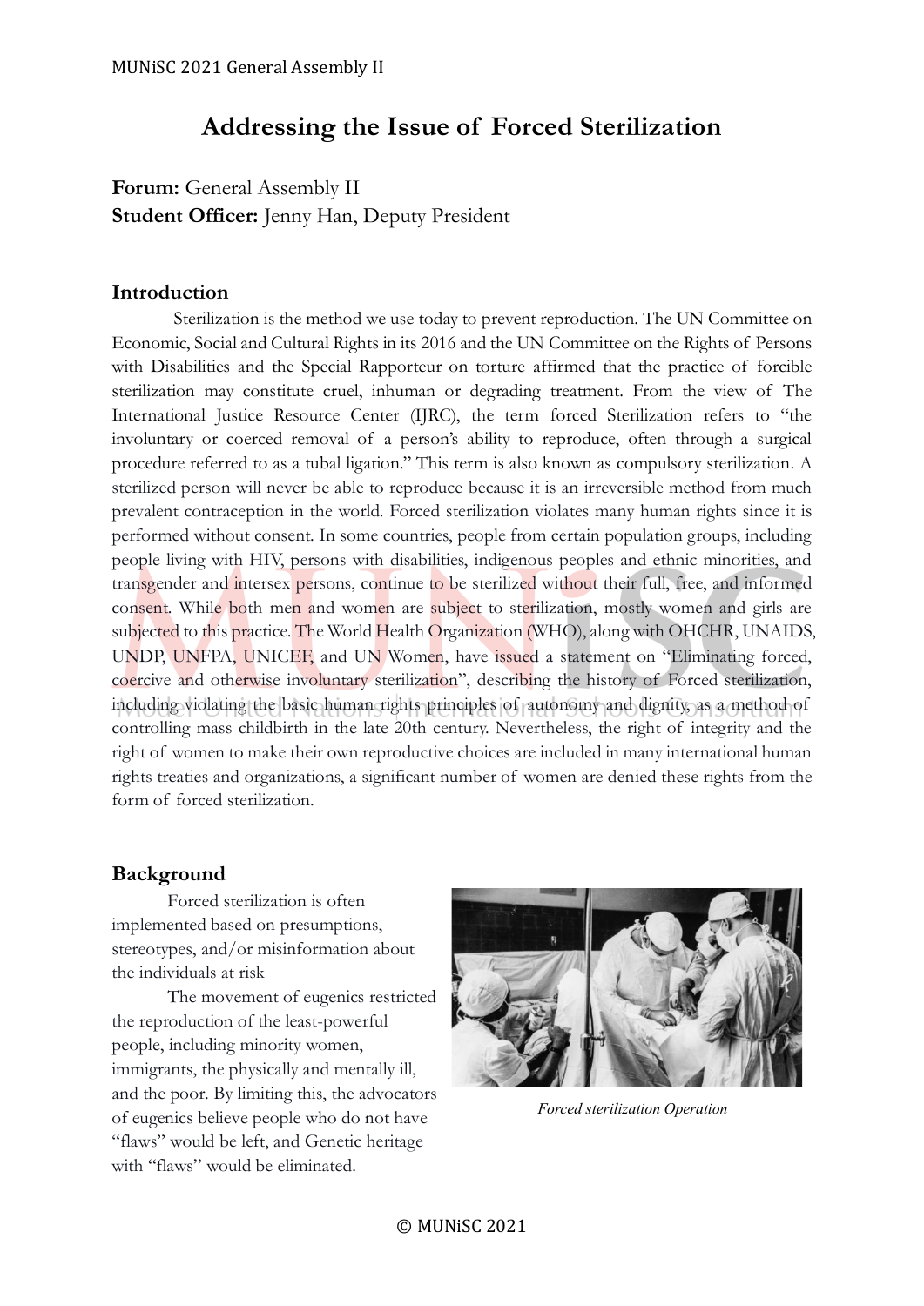# Addressing the Issue of Forced Sterilization

**Forum:** General Assembly II
**Student Officer:** Jenny Han, Deputy President

## Introduction

Sterilization is the method we use today to prevent reproduction. The UN Committee on Economic, Social and Cultural Rights in its 2016 and the UN Committee on the Rights of Persons with Disabilities and the Special Rapporteur on torture affirmed that the practice of forcible sterilization may constitute cruel, inhuman or degrading treatment. From the view of The International Justice Resource Center (IJRC), the term forced Sterilization refers to "the involuntary or coerced removal of a person's ability to reproduce, often through a surgical procedure referred to as a tubal ligation." This term is also known as compulsory sterilization. A sterilized person will never be able to reproduce because it is an irreversible method from much prevalent contraception in the world. Forced sterilization violates many human rights since it is performed without consent. In some countries, people from certain population groups, including people living with HIV, persons with disabilities, indigenous peoples and ethnic minorities, and transgender and intersex persons, continue to be sterilized without their full, free, and informed consent. While both men and women are subject to sterilization, mostly women and girls are subjected to this practice. The World Health Organization (WHO), along with OHCHR, UNAIDS, UNDP, UNFPA, UNICEF, and UN Women, have issued a statement on "Eliminating forced, coercive and otherwise involuntary sterilization", describing the history of Forced sterilization, including violating the basic human rights principles of autonomy and dignity, as a method of controlling mass childbirth in the late 20th century. Nevertheless, the right of integrity and the right of women to make their own reproductive choices are included in many international human rights treaties and organizations, a significant number of women are denied these rights from the form of forced sterilization.

## Background

Forced sterilization is often implemented based on presumptions, stereotypes, and/or misinformation about the individuals at risk

The movement of eugenics restricted the reproduction of the least-powerful people, including minority women, immigrants, the physically and mentally ill, and the poor. By limiting this, the advocators of eugenics believe people who do not have "flaws" would be left, and Genetic heritage with "flaws" would be eliminated.

*Forced sterilization Operation*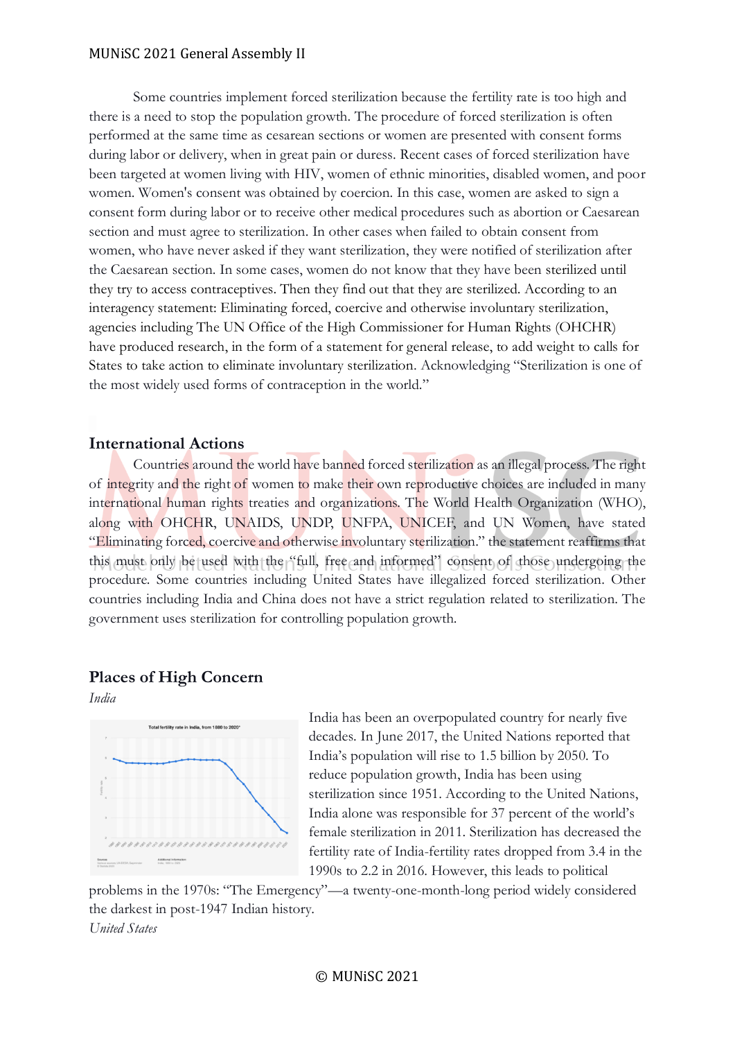Some countries implement forced sterilization because the fertility rate is too high and there is a need to stop the population growth. The procedure of forced sterilization is often performed at the same time as cesarean sections or women are presented with consent forms during labor or delivery, when in great pain or duress. Recent cases of forced sterilization have been targeted at women living with HIV, women of ethnic minorities, disabled women, and poor women. Women's consent was obtained by coercion. In this case, women are asked to sign a consent form during labor or to receive other medical procedures such as abortion or Caesarean section and must agree to sterilization. In other cases when failed to obtain consent from women, who have never asked if they want sterilization, they were notified of sterilization after the Caesarean section. In some cases, women do not know that they have been sterilized until they try to access contraceptives. Then they find out that they are sterilized. According to an interagency statement: Eliminating forced, coercive and otherwise involuntary sterilization, agencies including The UN Office of the High Commissioner for Human Rights (OHCHR) have produced research, in the form of a statement for general release, to add weight to calls for States to take action to eliminate involuntary sterilization. Acknowledging "Sterilization is one of the most widely used forms of contraception in the world."

## International Actions

Countries around the world have banned forced sterilization as an illegal process. The right of integrity and the right of women to make their own reproductive choices are included in many international human rights treaties and organizations. The World Health Organization (WHO), along with OHCHR, UNAIDS, UNDP, UNFPA, UNICEF, and UN Women, have stated "Eliminating forced, coercive and otherwise involuntary sterilization." the statement reaffirms that this must only be used with the "full, free and informed" consent of those undergoing the procedure. Some countries including United States have illegalized forced sterilization. Other countries including India and China does not have a strict regulation related to sterilization. The government uses sterilization for controlling population growth.

## Places of High Concern

*India*

India has been an overpopulated country for nearly five decades. In June 2017, the United Nations reported that India's population will rise to 1.5 billion by 2050. To reduce population growth, India has been using sterilization since 1951. According to the United Nations, India alone was responsible for 37 percent of the world's female sterilization in 2011. Sterilization has decreased the fertility rate of India-fertility rates dropped from 3.4 in the 1990s to 2.2 in 2016. However, this leads to political problems in the 1970s: "The Emergency"—a twenty-one-month-long period widely considered the darkest in post-1947 Indian history.

*United States*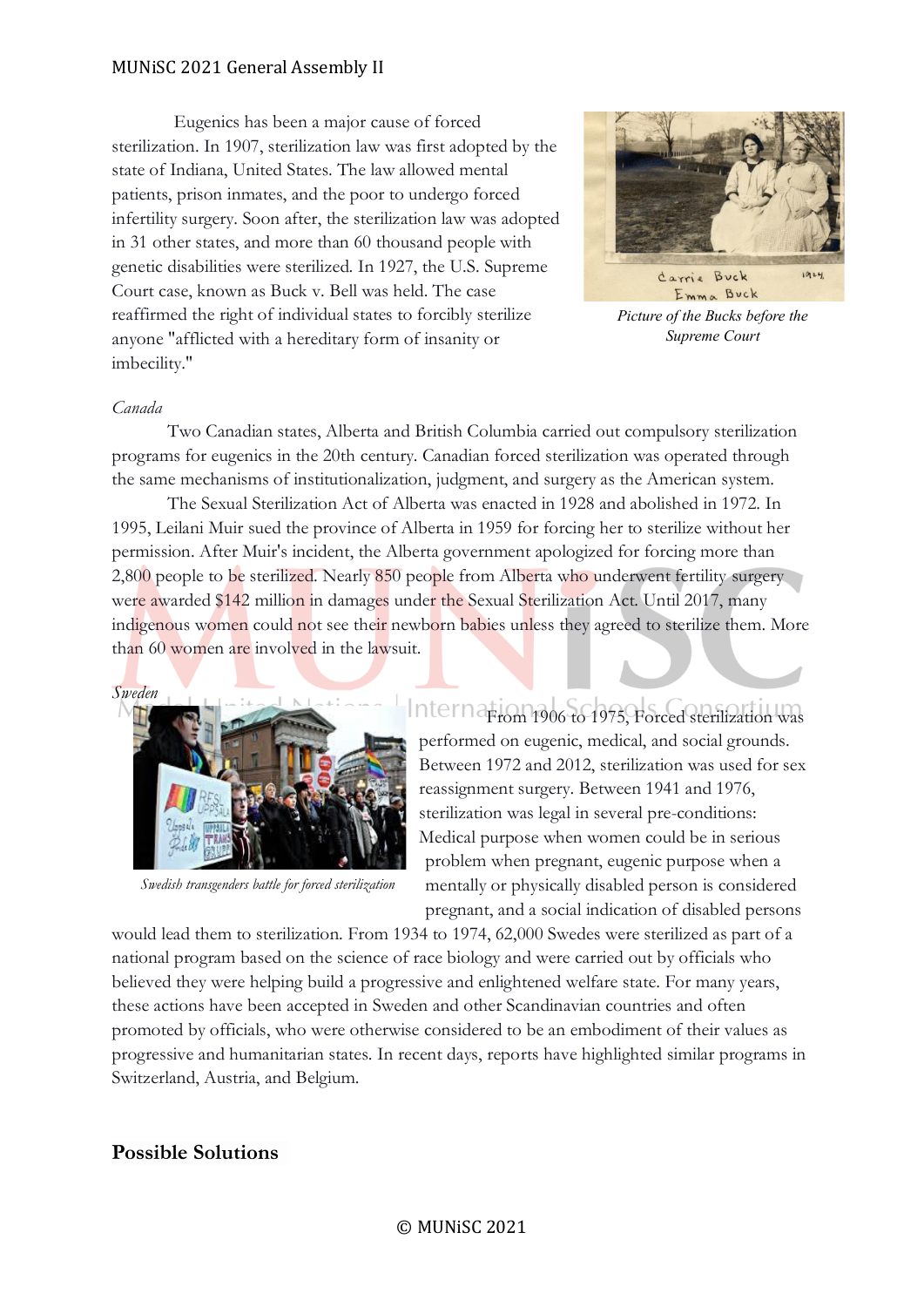Eugenics has been a major cause of forced sterilization. In 1907, sterilization law was first adopted by the state of Indiana, United States. The law allowed mental patients, prison inmates, and the poor to undergo forced infertility surgery. Soon after, the sterilization law was adopted in 31 other states, and more than 60 thousand people with genetic disabilities were sterilized. In 1927, the U.S. Supreme Court case, known as Buck v. Bell was held. The case reaffirmed the right of individual states to forcibly sterilize anyone "afflicted with a hereditary form of insanity or imbecility."

*Picture of the Bucks before the Supreme Court*

*Canada*

Two Canadian states, Alberta and British Columbia carried out compulsory sterilization programs for eugenics in the 20th century. Canadian forced sterilization was operated through the same mechanisms of institutionalization, judgment, and surgery as the American system.

The Sexual Sterilization Act of Alberta was enacted in 1928 and abolished in 1972. In 1995, Leilani Muir sued the province of Alberta in 1959 for forcing her to sterilize without her permission. After Muir's incident, the Alberta government apologized for forcing more than 2,800 people to be sterilized. Nearly 850 people from Alberta who underwent fertility surgery were awarded $142 million in damages under the Sexual Sterilization Act. Until 2017, many indigenous women could not see their newborn babies unless they agreed to sterilize them. More than 60 women are involved in the lawsuit.

*Sweden*

From 1906 to 1975, Forced sterilization was performed on eugenic, medical, and social grounds. Between 1972 and 2012, sterilization was used for sex reassignment surgery. Between 1941 and 1976, sterilization was legal in several pre-conditions: Medical purpose when women could be in serious problem when pregnant, eugenic purpose when a mentally or physically disabled person is considered pregnant, and a social indication of disabled persons would lead them to sterilization. From 1934 to 1974, 62,000 Swedes were sterilized as part of a national program based on the science of race biology and were carried out by officials who believed they were helping build a progressive and enlightened welfare state. For many years, these actions have been accepted in Sweden and other Scandinavian countries and often promoted by officials, who were otherwise considered to be an embodiment of their values as progressive and humanitarian states. In recent days, reports have highlighted similar programs in Switzerland, Austria, and Belgium.

*Swedish transgenders battle for forced sterilization*

## Possible Solutions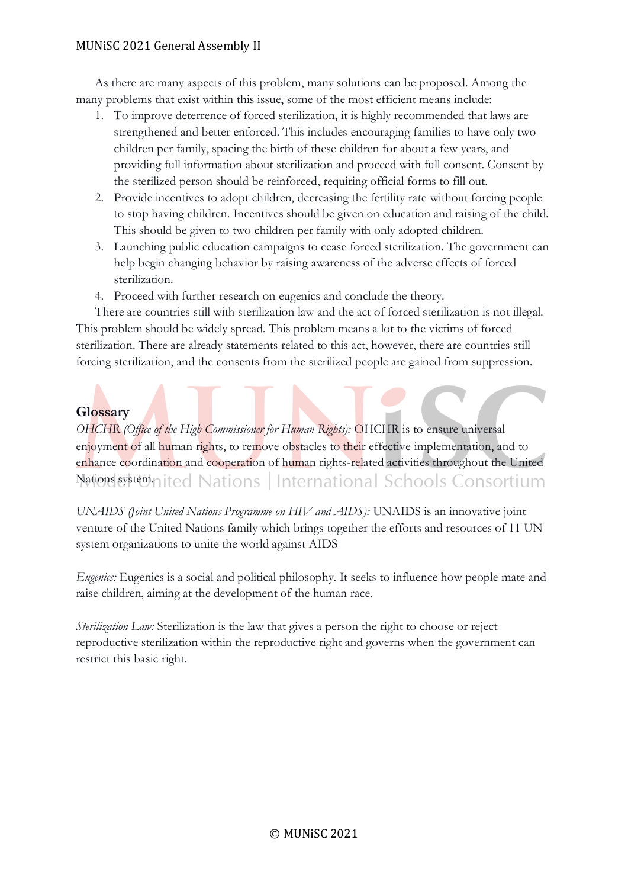As there are many aspects of this problem, many solutions can be proposed. Among the many problems that exist within this issue, some of the most efficient means include:

1. To improve deterrence of forced sterilization, it is highly recommended that laws are strengthened and better enforced. This includes encouraging families to have only two children per family, spacing the birth of these children for about a few years, and providing full information about sterilization and proceed with full consent. Consent by the sterilized person should be reinforced, requiring official forms to fill out.
2. Provide incentives to adopt children, decreasing the fertility rate without forcing people to stop having children. Incentives should be given on education and raising of the child. This should be given to two children per family with only adopted children.
3. Launching public education campaigns to cease forced sterilization. The government can help begin changing behavior by raising awareness of the adverse effects of forced sterilization.
4. Proceed with further research on eugenics and conclude the theory.

There are countries still with sterilization law and the act of forced sterilization is not illegal. This problem should be widely spread. This problem means a lot to the victims of forced sterilization. There are already statements related to this act, however, there are countries still forcing sterilization, and the consents from the sterilized people are gained from suppression.

## Glossary

*OHCHR (Office of the High Commissioner for Human Rights):* OHCHR is to ensure universal enjoyment of all human rights, to remove obstacles to their effective implementation, and to enhance coordination and cooperation of human rights-related activities throughout the United Nations system.

*UNAIDS (Joint United Nations Programme on HIV and AIDS):* UNAIDS is an innovative joint venture of the United Nations family which brings together the efforts and resources of 11 UN system organizations to unite the world against AIDS

*Eugenics:* Eugenics is a social and political philosophy. It seeks to influence how people mate and raise children, aiming at the development of the human race.

*Sterilization Law:* Sterilization is the law that gives a person the right to choose or reject reproductive sterilization within the reproductive right and governs when the government can restrict this basic right.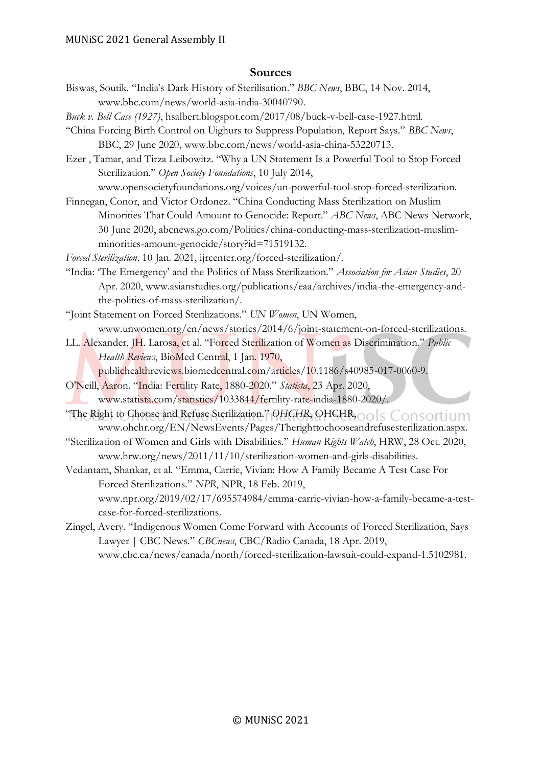## Sources

Biswas, Soutik. "India's Dark History of Sterilisation." *BBC News*, BBC, 14 Nov. 2014, www.bbc.com/news/world-asia-india-30040790.

*Buck v. Bell Case (1927)*, hsalbert.blogspot.com/2017/08/buck-v-bell-case-1927.html.

"China Forcing Birth Control on Uighurs to Suppress Population, Report Says." *BBC News*, BBC, 29 June 2020, www.bbc.com/news/world-asia-china-53220713.

Ezer , Tamar, and Tirza Leibowitz. "Why a UN Statement Is a Powerful Tool to Stop Forced Sterilization." *Open Society Foundations*, 10 July 2014, www.opensocietyfoundations.org/voices/un-powerful-tool-stop-forced-sterilization.

Finnegan, Conor, and Victor Ordonez. "China Conducting Mass Sterilization on Muslim Minorities That Could Amount to Genocide: Report." *ABC News*, ABC News Network, 30 June 2020, abcnews.go.com/Politics/china-conducting-mass-sterilization-muslim-minorities-amount-genocide/story?id=71519132.

*Forced Sterilization*. 10 Jan. 2021, ijrcenter.org/forced-sterilization/.

"India: 'The Emergency' and the Politics of Mass Sterilization." *Association for Asian Studies*, 20 Apr. 2020, www.asianstudies.org/publications/eaa/archives/india-the-emergency-and-the-politics-of-mass-sterilization/.

"Joint Statement on Forced Sterilizations." *UN Women*, UN Women, www.unwomen.org/en/news/stories/2014/6/joint-statement-on-forced-sterilizations.

LL. Alexander, JH. Larosa, et al. "Forced Sterilization of Women as Discrimination." *Public Health Reviews*, BioMed Central, 1 Jan. 1970, publichealthreviews.biomedcentral.com/articles/10.1186/s40985-017-0060-9.

O'Neill, Aaron. "India: Fertility Rate, 1880-2020." *Statista*, 23 Apr. 2020, www.statista.com/statistics/1033844/fertility-rate-india-1880-2020/.

"The Right to Choose and Refuse Sterilization." *OHCHR*, OHCHR, www.ohchr.org/EN/NewsEvents/Pages/Therighttochooseandrefusesterilization.aspx.

"Sterilization of Women and Girls with Disabilities." *Human Rights Watch*, HRW, 28 Oct. 2020, www.hrw.org/news/2011/11/10/sterilization-women-and-girls-disabilities.

Vedantam, Shankar, et al. "Emma, Carrie, Vivian: How A Family Became A Test Case For Forced Sterilizations." *NPR*, NPR, 18 Feb. 2019, www.npr.org/2019/02/17/695574984/emma-carrie-vivian-how-a-family-became-a-test-case-for-forced-sterilizations.

Zingel, Avery. "Indigenous Women Come Forward with Accounts of Forced Sterilization, Says Lawyer | CBC News." *CBCnews*, CBC/Radio Canada, 18 Apr. 2019, www.cbc.ca/news/canada/north/forced-sterilization-lawsuit-could-expand-1.5102981.